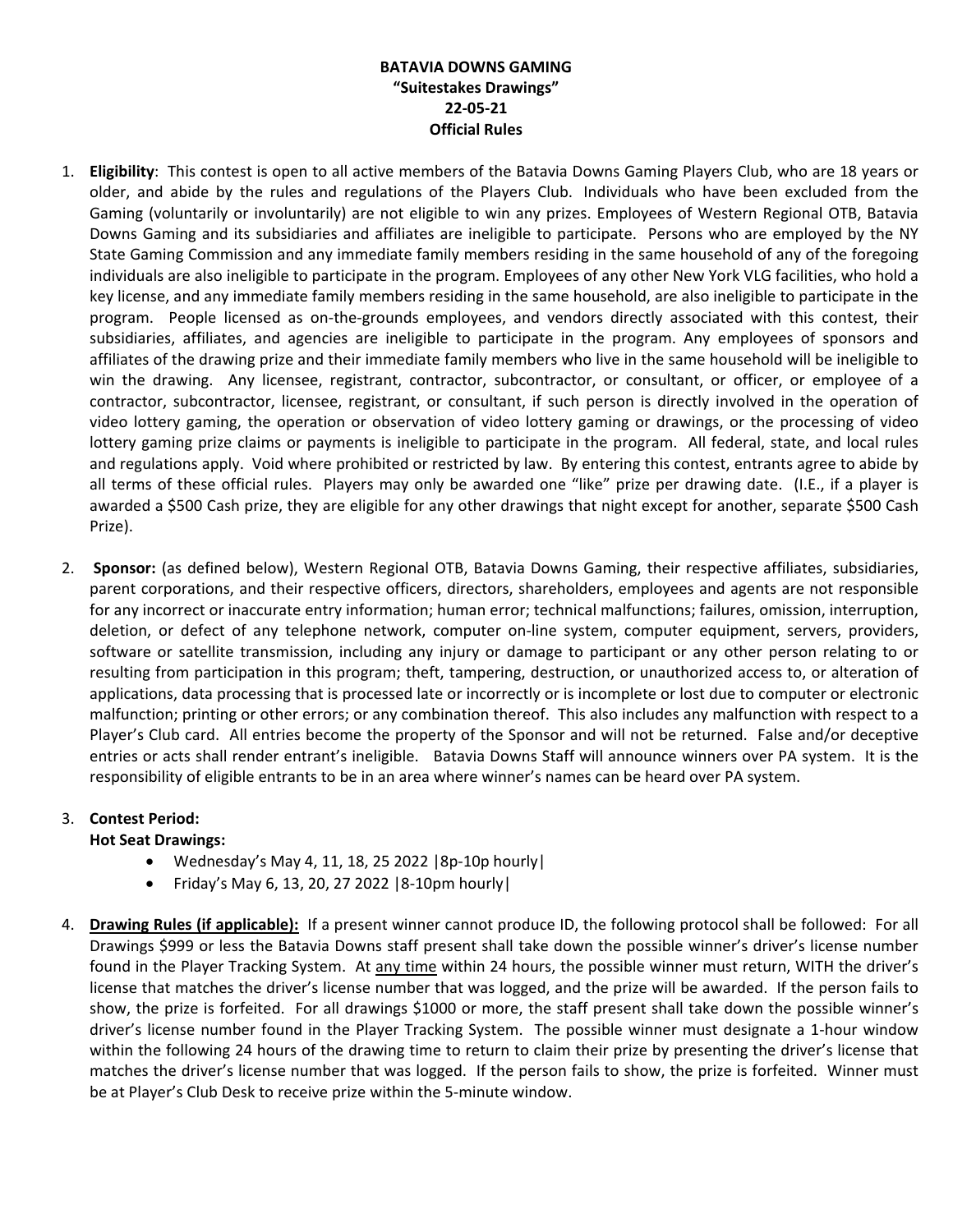**BATAVIA DOWNS GAMING**
**"Suitestakes Drawings"**
**22-05-21**
**Official Rules**

1. **Eligibility**: This contest is open to all active members of the Batavia Downs Gaming Players Club, who are 18 years or older, and abide by the rules and regulations of the Players Club. Individuals who have been excluded from the Gaming (voluntarily or involuntarily) are not eligible to win any prizes. Employees of Western Regional OTB, Batavia Downs Gaming and its subsidiaries and affiliates are ineligible to participate. Persons who are employed by the NY State Gaming Commission and any immediate family members residing in the same household of any of the foregoing individuals are also ineligible to participate in the program. Employees of any other New York VLG facilities, who hold a key license, and any immediate family members residing in the same household, are also ineligible to participate in the program. People licensed as on-the-grounds employees, and vendors directly associated with this contest, their subsidiaries, affiliates, and agencies are ineligible to participate in the program. Any employees of sponsors and affiliates of the drawing prize and their immediate family members who live in the same household will be ineligible to win the drawing. Any licensee, registrant, contractor, subcontractor, or consultant, or officer, or employee of a contractor, subcontractor, licensee, registrant, or consultant, if such person is directly involved in the operation of video lottery gaming, the operation or observation of video lottery gaming or drawings, or the processing of video lottery gaming prize claims or payments is ineligible to participate in the program. All federal, state, and local rules and regulations apply. Void where prohibited or restricted by law. By entering this contest, entrants agree to abide by all terms of these official rules. Players may only be awarded one "like" prize per drawing date. (I.E., if a player is awarded a $500 Cash prize, they are eligible for any other drawings that night except for another, separate $500 Cash Prize).

2. **Sponsor:** (as defined below), Western Regional OTB, Batavia Downs Gaming, their respective affiliates, subsidiaries, parent corporations, and their respective officers, directors, shareholders, employees and agents are not responsible for any incorrect or inaccurate entry information; human error; technical malfunctions; failures, omission, interruption, deletion, or defect of any telephone network, computer on-line system, computer equipment, servers, providers, software or satellite transmission, including any injury or damage to participant or any other person relating to or resulting from participation in this program; theft, tampering, destruction, or unauthorized access to, or alteration of applications, data processing that is processed late or incorrectly or is incomplete or lost due to computer or electronic malfunction; printing or other errors; or any combination thereof. This also includes any malfunction with respect to a Player's Club card. All entries become the property of the Sponsor and will not be returned. False and/or deceptive entries or acts shall render entrant's ineligible. Batavia Downs Staff will announce winners over PA system. It is the responsibility of eligible entrants to be in an area where winner's names can be heard over PA system.

3. **Contest Period:**
   **Hot Seat Drawings:**
   - Wednesday's May 4, 11, 18, 25 2022 |8p-10p hourly|
   - Friday's May 6, 13, 20, 27 2022 |8-10pm hourly|

4. **Drawing Rules (if applicable):** If a present winner cannot produce ID, the following protocol shall be followed: For all Drawings $999 or less the Batavia Downs staff present shall take down the possible winner's driver's license number found in the Player Tracking System. At any time within 24 hours, the possible winner must return, WITH the driver's license that matches the driver's license number that was logged, and the prize will be awarded. If the person fails to show, the prize is forfeited. For all drawings $1000 or more, the staff present shall take down the possible winner's driver's license number found in the Player Tracking System. The possible winner must designate a 1-hour window within the following 24 hours of the drawing time to return to claim their prize by presenting the driver's license that matches the driver's license number that was logged. If the person fails to show, the prize is forfeited. Winner must be at Player's Club Desk to receive prize within the 5-minute window.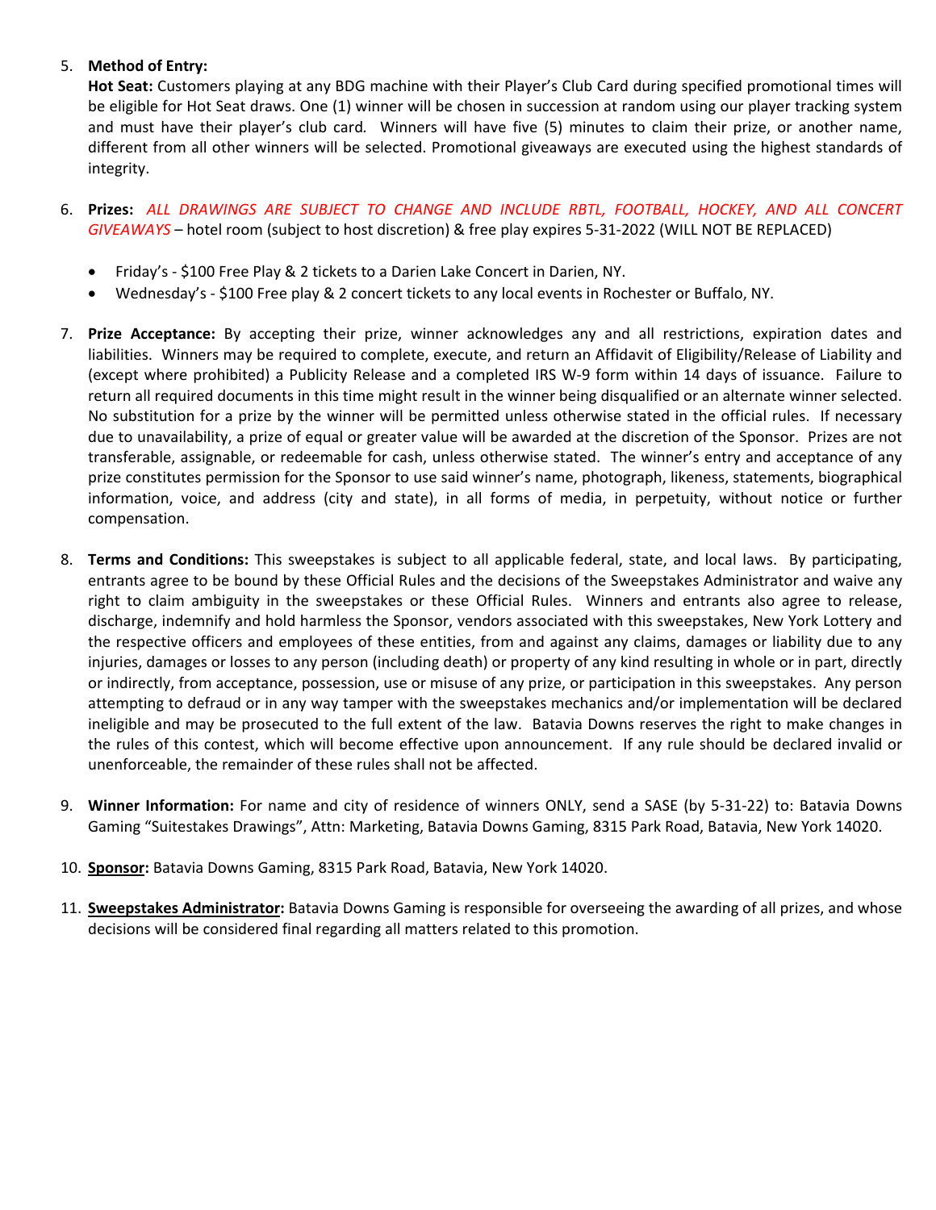5. **Method of Entry:**
   **Hot Seat:** Customers playing at any BDG machine with their Player's Club Card during specified promotional times will be eligible for Hot Seat draws. One (1) winner will be chosen in succession at random using our player tracking system and must have their player's club card. Winners will have five (5) minutes to claim their prize, or another name, different from all other winners will be selected. Promotional giveaways are executed using the highest standards of integrity.

6. **Prizes:** *ALL DRAWINGS ARE SUBJECT TO CHANGE AND INCLUDE RBTL, FOOTBALL, HOCKEY, AND ALL CONCERT GIVEAWAYS* – hotel room (subject to host discretion) & free play expires 5-31-2022 (WILL NOT BE REPLACED)

   - Friday's - $100 Free Play & 2 tickets to a Darien Lake Concert in Darien, NY.
   - Wednesday's - $100 Free play & 2 concert tickets to any local events in Rochester or Buffalo, NY.

7. **Prize Acceptance:** By accepting their prize, winner acknowledges any and all restrictions, expiration dates and liabilities. Winners may be required to complete, execute, and return an Affidavit of Eligibility/Release of Liability and (except where prohibited) a Publicity Release and a completed IRS W-9 form within 14 days of issuance. Failure to return all required documents in this time might result in the winner being disqualified or an alternate winner selected. No substitution for a prize by the winner will be permitted unless otherwise stated in the official rules. If necessary due to unavailability, a prize of equal or greater value will be awarded at the discretion of the Sponsor. Prizes are not transferable, assignable, or redeemable for cash, unless otherwise stated. The winner's entry and acceptance of any prize constitutes permission for the Sponsor to use said winner's name, photograph, likeness, statements, biographical information, voice, and address (city and state), in all forms of media, in perpetuity, without notice or further compensation.

8. **Terms and Conditions:** This sweepstakes is subject to all applicable federal, state, and local laws. By participating, entrants agree to be bound by these Official Rules and the decisions of the Sweepstakes Administrator and waive any right to claim ambiguity in the sweepstakes or these Official Rules. Winners and entrants also agree to release, discharge, indemnify and hold harmless the Sponsor, vendors associated with this sweepstakes, New York Lottery and the respective officers and employees of these entities, from and against any claims, damages or liability due to any injuries, damages or losses to any person (including death) or property of any kind resulting in whole or in part, directly or indirectly, from acceptance, possession, use or misuse of any prize, or participation in this sweepstakes. Any person attempting to defraud or in any way tamper with the sweepstakes mechanics and/or implementation will be declared ineligible and may be prosecuted to the full extent of the law. Batavia Downs reserves the right to make changes in the rules of this contest, which will become effective upon announcement. If any rule should be declared invalid or unenforceable, the remainder of these rules shall not be affected.

9. **Winner Information:** For name and city of residence of winners ONLY, send a SASE (by 5-31-22) to: Batavia Downs Gaming "Suitestakes Drawings", Attn: Marketing, Batavia Downs Gaming, 8315 Park Road, Batavia, New York 14020.

10. **Sponsor:** Batavia Downs Gaming, 8315 Park Road, Batavia, New York 14020.

11. **Sweepstakes Administrator:** Batavia Downs Gaming is responsible for overseeing the awarding of all prizes, and whose decisions will be considered final regarding all matters related to this promotion.